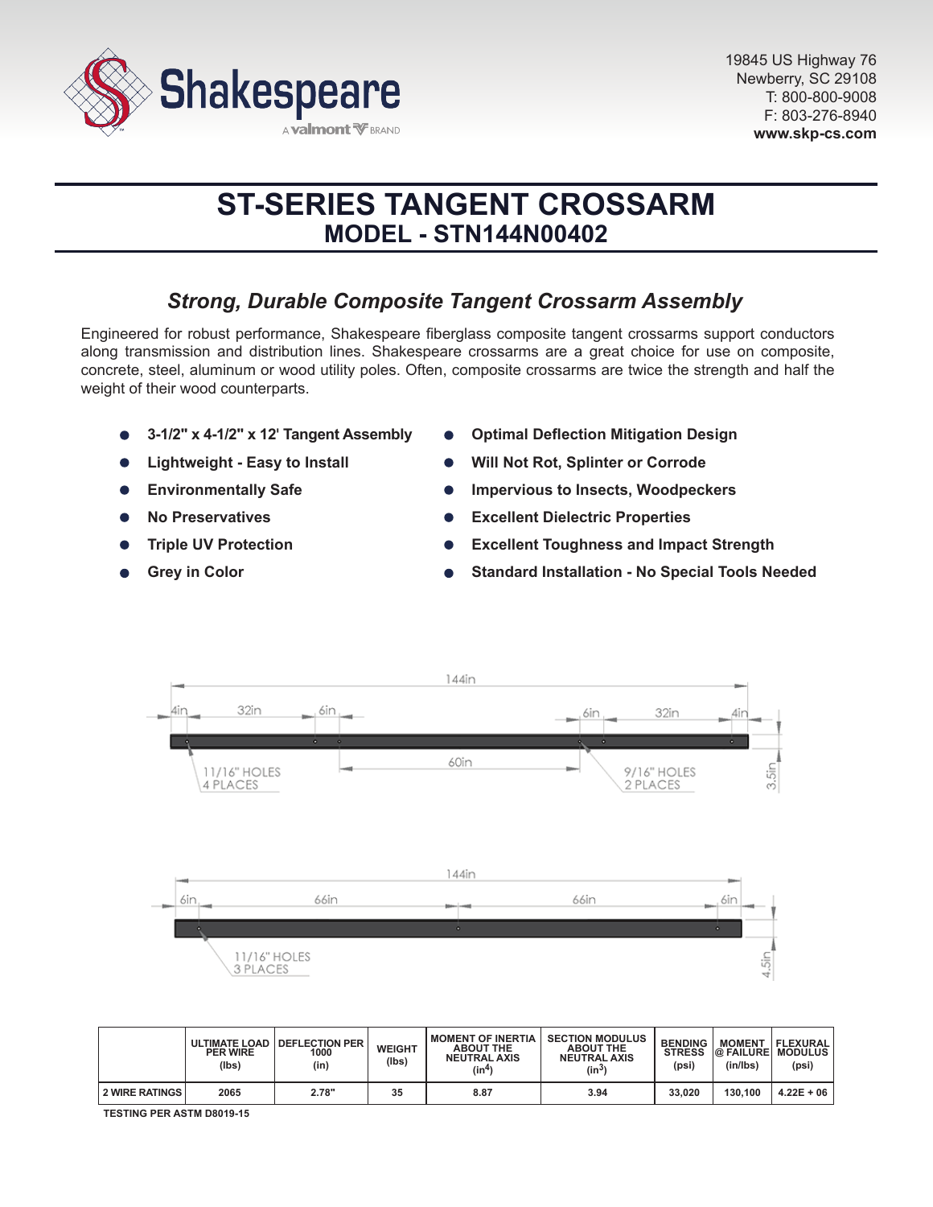Shakespeare
A valmont BRAND

19845 US Highway 76
Newberry, SC 29108
T: 800-800-9008
F: 803-276-8940
**www.skp-cs.com**

# ST-SERIES TANGENT CROSSARM
## MODEL - STN144N00402

### *Strong, Durable Composite Tangent Crossarm Assembly*

Engineered for robust performance, Shakespeare fiberglass composite tangent crossarms support conductors along transmission and distribution lines. Shakespeare crossarms are a great choice for use on composite, concrete, steel, aluminum or wood utility poles. Often, composite crossarms are twice the strength and half the weight of their wood counterparts.

- **3-1/2" x 4-1/2" x 12' Tangent Assembly**
- **Lightweight - Easy to Install**
- **Environmentally Safe**
- **No Preservatives**
- **Triple UV Protection**
- **Grey in Color**
- **Optimal Deflection Mitigation Design**
- **Will Not Rot, Splinter or Corrode**
- **Impervious to Insects, Woodpeckers**
- **Excellent Dielectric Properties**
- **Excellent Toughness and Impact Strength**
- **Standard Installation - No Special Tools Needed**

144in | 4in | 32in | 6in | 60in | 6in | 32in | 4in | 3.5in
11/16" HOLES 4 PLACES
9/16" HOLES 2 PLACES

144in | 6in | 66in | 66in | 6in | 4.5in
11/16" HOLES 3 PLACES

| | ULTIMATE LOAD PER WIRE (lbs) | DEFLECTION PER 1000 (in) | WEIGHT (lbs) | MOMENT OF INERTIA ABOUT THE NEUTRAL AXIS ($in^4$) | SECTION MODULUS ABOUT THE NEUTRAL AXIS ($in^3$) | BENDING STRESS (psi) | MOMENT @ FAILURE (in/lbs) | FLEXURAL MODULUS (psi) |
|---|---|---|---|---|---|---|---|---|
| 2 WIRE RATINGS | 2065 | 2.78" | 35 | 8.87 | 3.94 | 33,020 | 130,100 | 4.22E + 06 |

TESTING PER ASTM D8019-15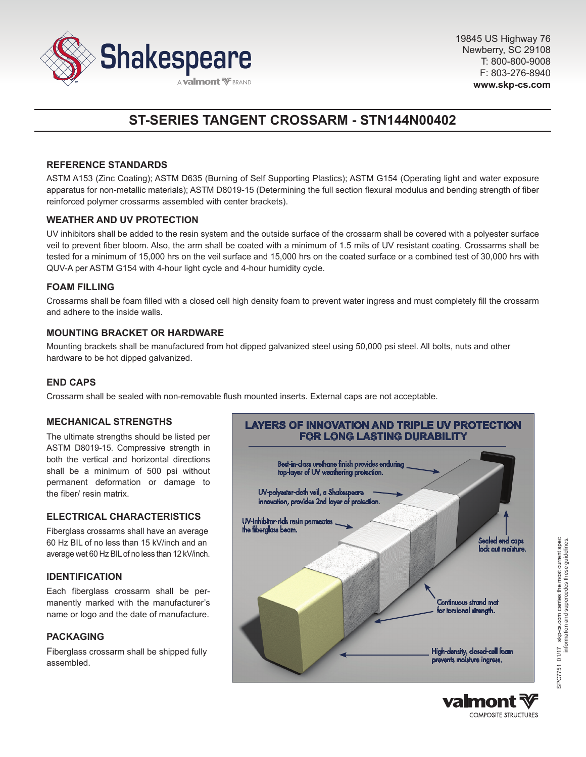# Shakespeare

A valmont BRAND

19845 US Highway 76
Newberry, SC 29108
T: 800-800-9008
F: 803-276-8940
**www.skp-cs.com**

## ST-SERIES TANGENT CROSSARM - STN144N00402

### REFERENCE STANDARDS

ASTM A153 (Zinc Coating); ASTM D635 (Burning of Self Supporting Plastics); ASTM G154 (Operating light and water exposure apparatus for non-metallic materials); ASTM D8019-15 (Determining the full section flexural modulus and bending strength of fiber reinforced polymer crossarms assembled with center brackets).

### WEATHER AND UV PROTECTION

UV inhibitors shall be added to the resin system and the outside surface of the crossarm shall be covered with a polyester surface veil to prevent fiber bloom. Also, the arm shall be coated with a minimum of 1.5 mils of UV resistant coating. Crossarms shall be tested for a minimum of 15,000 hrs on the veil surface and 15,000 hrs on the coated surface or a combined test of 30,000 hrs with QUV-A per ASTM G154 with 4-hour light cycle and 4-hour humidity cycle.

### FOAM FILLING

Crossarms shall be foam filled with a closed cell high density foam to prevent water ingress and must completely fill the crossarm and adhere to the inside walls.

### MOUNTING BRACKET OR HARDWARE

Mounting brackets shall be manufactured from hot dipped galvanized steel using 50,000 psi steel. All bolts, nuts and other hardware to be hot dipped galvanized.

### END CAPS

Crossarm shall be sealed with non-removable flush mounted inserts. External caps are not acceptable.

### MECHANICAL STRENGTHS

The ultimate strengths should be listed per ASTM D8019-15. Compressive strength in both the vertical and horizontal directions shall be a minimum of 500 psi without permanent deformation or damage to the fiber/ resin matrix.

### ELECTRICAL CHARACTERISTICS

Fiberglass crossarms shall have an average 60 Hz BIL of no less than 15 kV/inch and an average wet 60 Hz BIL of no less than 12 kV/inch.

### IDENTIFICATION

Each fiberglass crossarm shall be permanently marked with the manufacturer's name or logo and the date of manufacture.

### PACKAGING

Fiberglass crossarm shall be shipped fully assembled.

**LAYERS OF INNOVATION AND TRIPLE UV PROTECTION FOR LONG LASTING DURABILITY**

Best-in-class urethane finish provides enduring top-layer of UV weathering protection.

UV-polyester-cloth veil, a Shakespeare innovation, provides 2nd layer of protection.

UV-inhibitor-rich resin permeates the fiberglass beam.

Sealed end caps lock out moisture.

Continuous strand mat for torsional strength.

High-density, closed-cell foam prevents moisture ingress.

valmont COMPOSITE STRUCTURES

SPC7751 01/17 skp-cs.com carries the most current spec information and supercedes these guidelines.